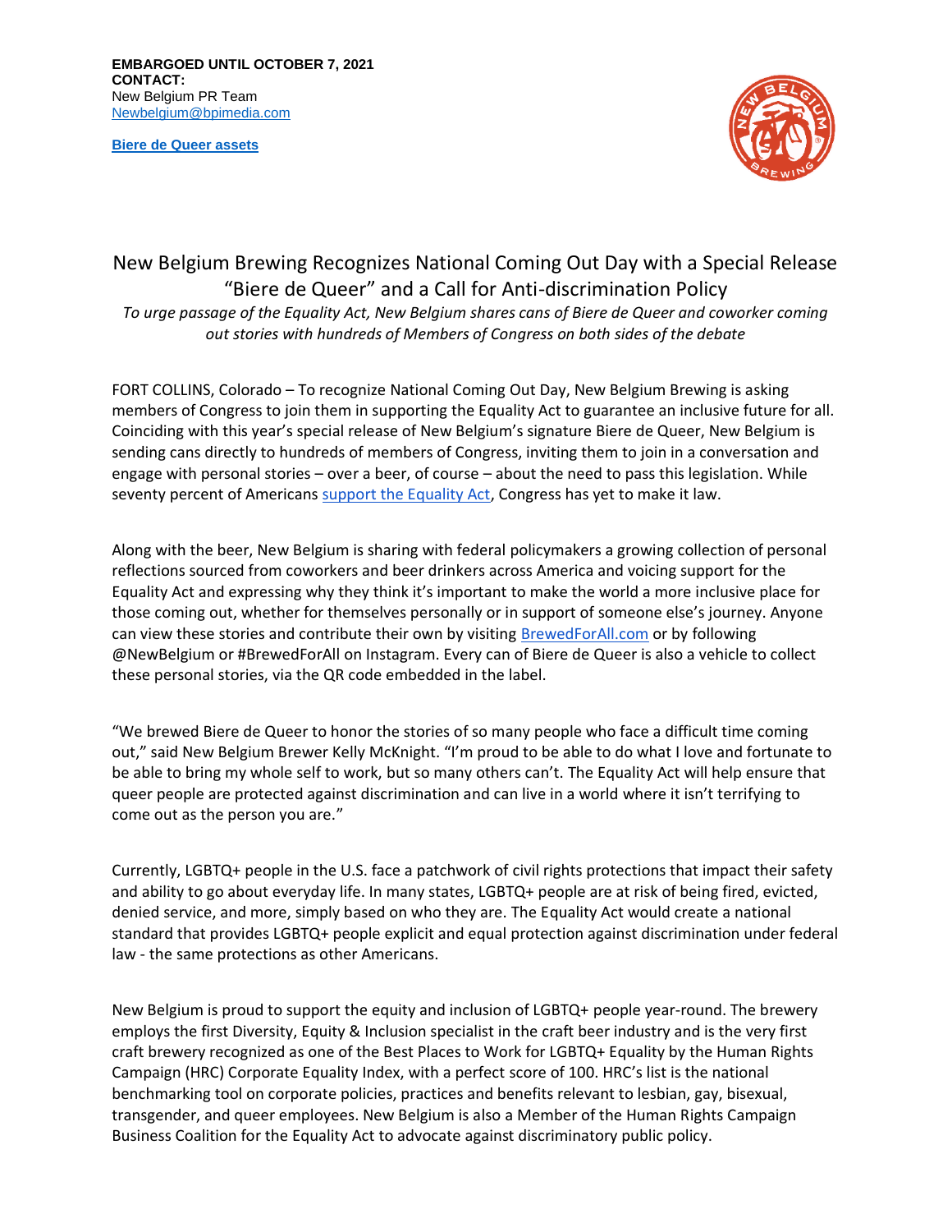**EMBARGOED UNTIL OCTOBER 7, 2021**
**CONTACT:**
New Belgium PR Team
Newbelgium@bpimedia.com

**Biere de Queer assets**

# New Belgium Brewing Recognizes National Coming Out Day with a Special Release "Biere de Queer" and a Call for Anti-discrimination Policy

*To urge passage of the Equality Act, New Belgium shares cans of Biere de Queer and coworker coming out stories with hundreds of Members of Congress on both sides of the debate*

FORT COLLINS, Colorado – To recognize National Coming Out Day, New Belgium Brewing is asking members of Congress to join them in supporting the Equality Act to guarantee an inclusive future for all. Coinciding with this year's special release of New Belgium's signature Biere de Queer, New Belgium is sending cans directly to hundreds of members of Congress, inviting them to join in a conversation and engage with personal stories – over a beer, of course – about the need to pass this legislation. While seventy percent of Americans support the Equality Act, Congress has yet to make it law.

Along with the beer, New Belgium is sharing with federal policymakers a growing collection of personal reflections sourced from coworkers and beer drinkers across America and voicing support for the Equality Act and expressing why they think it's important to make the world a more inclusive place for those coming out, whether for themselves personally or in support of someone else's journey. Anyone can view these stories and contribute their own by visiting BrewedForAll.com or by following @NewBelgium or #BrewedForAll on Instagram. Every can of Biere de Queer is also a vehicle to collect these personal stories, via the QR code embedded in the label.

"We brewed Biere de Queer to honor the stories of so many people who face a difficult time coming out," said New Belgium Brewer Kelly McKnight. "I'm proud to be able to do what I love and fortunate to be able to bring my whole self to work, but so many others can't. The Equality Act will help ensure that queer people are protected against discrimination and can live in a world where it isn't terrifying to come out as the person you are."

Currently, LGBTQ+ people in the U.S. face a patchwork of civil rights protections that impact their safety and ability to go about everyday life. In many states, LGBTQ+ people are at risk of being fired, evicted, denied service, and more, simply based on who they are. The Equality Act would create a national standard that provides LGBTQ+ people explicit and equal protection against discrimination under federal law - the same protections as other Americans.

New Belgium is proud to support the equity and inclusion of LGBTQ+ people year-round. The brewery employs the first Diversity, Equity & Inclusion specialist in the craft beer industry and is the very first craft brewery recognized as one of the Best Places to Work for LGBTQ+ Equality by the Human Rights Campaign (HRC) Corporate Equality Index, with a perfect score of 100. HRC's list is the national benchmarking tool on corporate policies, practices and benefits relevant to lesbian, gay, bisexual, transgender, and queer employees. New Belgium is also a Member of the Human Rights Campaign Business Coalition for the Equality Act to advocate against discriminatory public policy.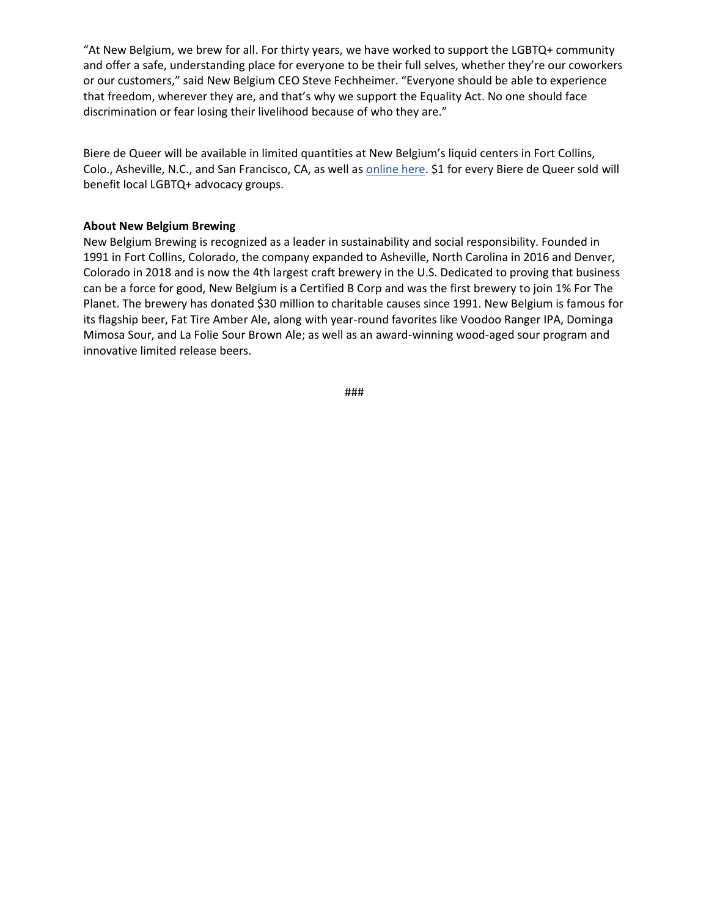"At New Belgium, we brew for all. For thirty years, we have worked to support the LGBTQ+ community and offer a safe, understanding place for everyone to be their full selves, whether they're our coworkers or our customers," said New Belgium CEO Steve Fechheimer. "Everyone should be able to experience that freedom, wherever they are, and that's why we support the Equality Act. No one should face discrimination or fear losing their livelihood because of who they are."

Biere de Queer will be available in limited quantities at New Belgium's liquid centers in Fort Collins, Colo., Asheville, N.C., and San Francisco, CA, as well as online here. $1 for every Biere de Queer sold will benefit local LGBTQ+ advocacy groups.

**About New Belgium Brewing**

New Belgium Brewing is recognized as a leader in sustainability and social responsibility. Founded in 1991 in Fort Collins, Colorado, the company expanded to Asheville, North Carolina in 2016 and Denver, Colorado in 2018 and is now the 4th largest craft brewery in the U.S. Dedicated to proving that business can be a force for good, New Belgium is a Certified B Corp and was the first brewery to join 1% For The Planet. The brewery has donated $30 million to charitable causes since 1991. New Belgium is famous for its flagship beer, Fat Tire Amber Ale, along with year-round favorites like Voodoo Ranger IPA, Dominga Mimosa Sour, and La Folie Sour Brown Ale; as well as an award-winning wood-aged sour program and innovative limited release beers.

###